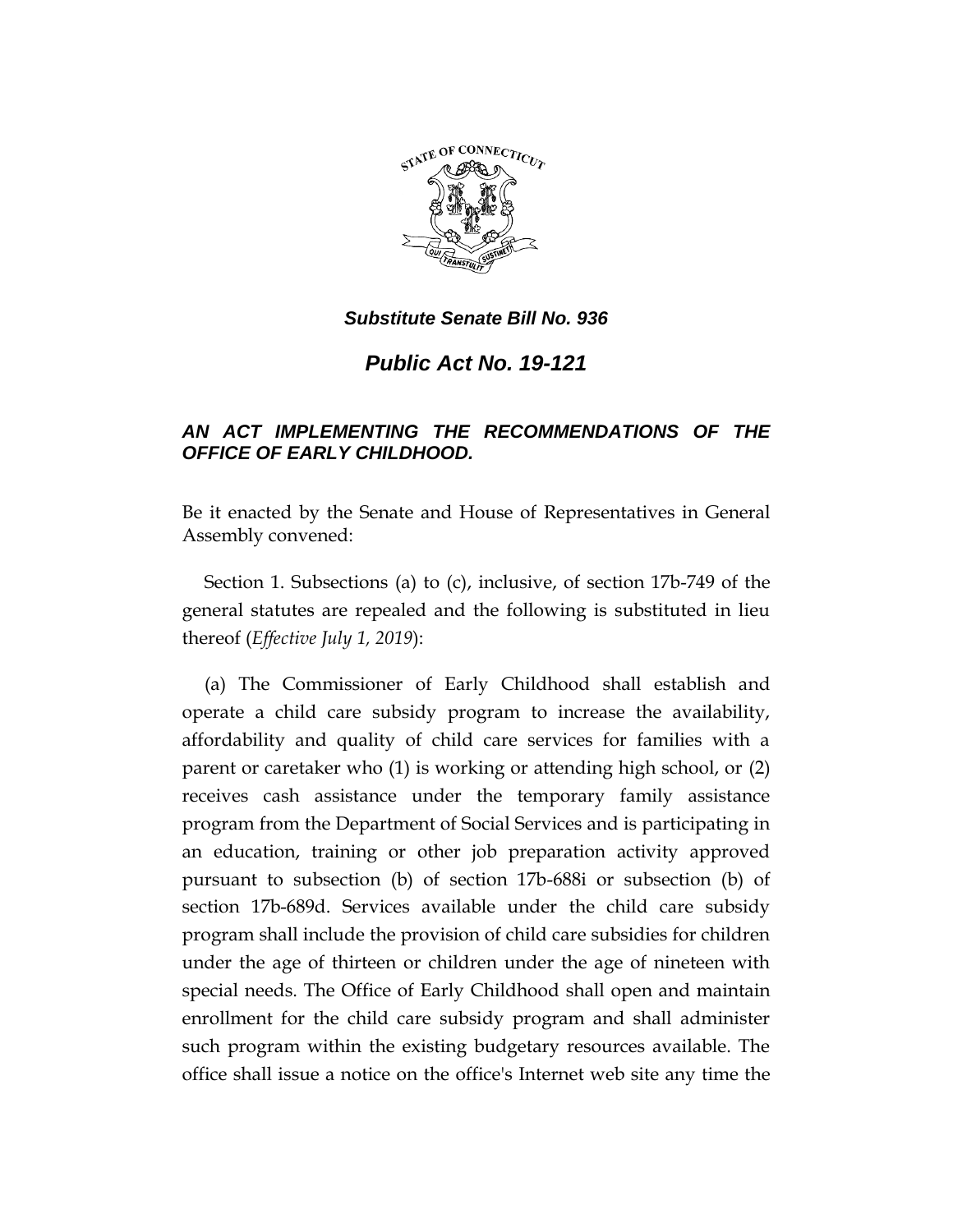***Substitute Senate Bill No. 936***

# ***Public Act No. 19-121***

## ***AN ACT IMPLEMENTING THE RECOMMENDATIONS OF THE OFFICE OF EARLY CHILDHOOD.***

Be it enacted by the Senate and House of Representatives in General Assembly convened:

Section 1. Subsections (a) to (c), inclusive, of section 17b-749 of the general statutes are repealed and the following is substituted in lieu thereof (*Effective July 1, 2019*):

(a) The Commissioner of Early Childhood shall establish and operate a child care subsidy program to increase the availability, affordability and quality of child care services for families with a parent or caretaker who (1) is working or attending high school, or (2) receives cash assistance under the temporary family assistance program from the Department of Social Services and is participating in an education, training or other job preparation activity approved pursuant to subsection (b) of section 17b-688i or subsection (b) of section 17b-689d. Services available under the child care subsidy program shall include the provision of child care subsidies for children under the age of thirteen or children under the age of nineteen with special needs. The Office of Early Childhood shall open and maintain enrollment for the child care subsidy program and shall administer such program within the existing budgetary resources available. The office shall issue a notice on the office's Internet web site any time the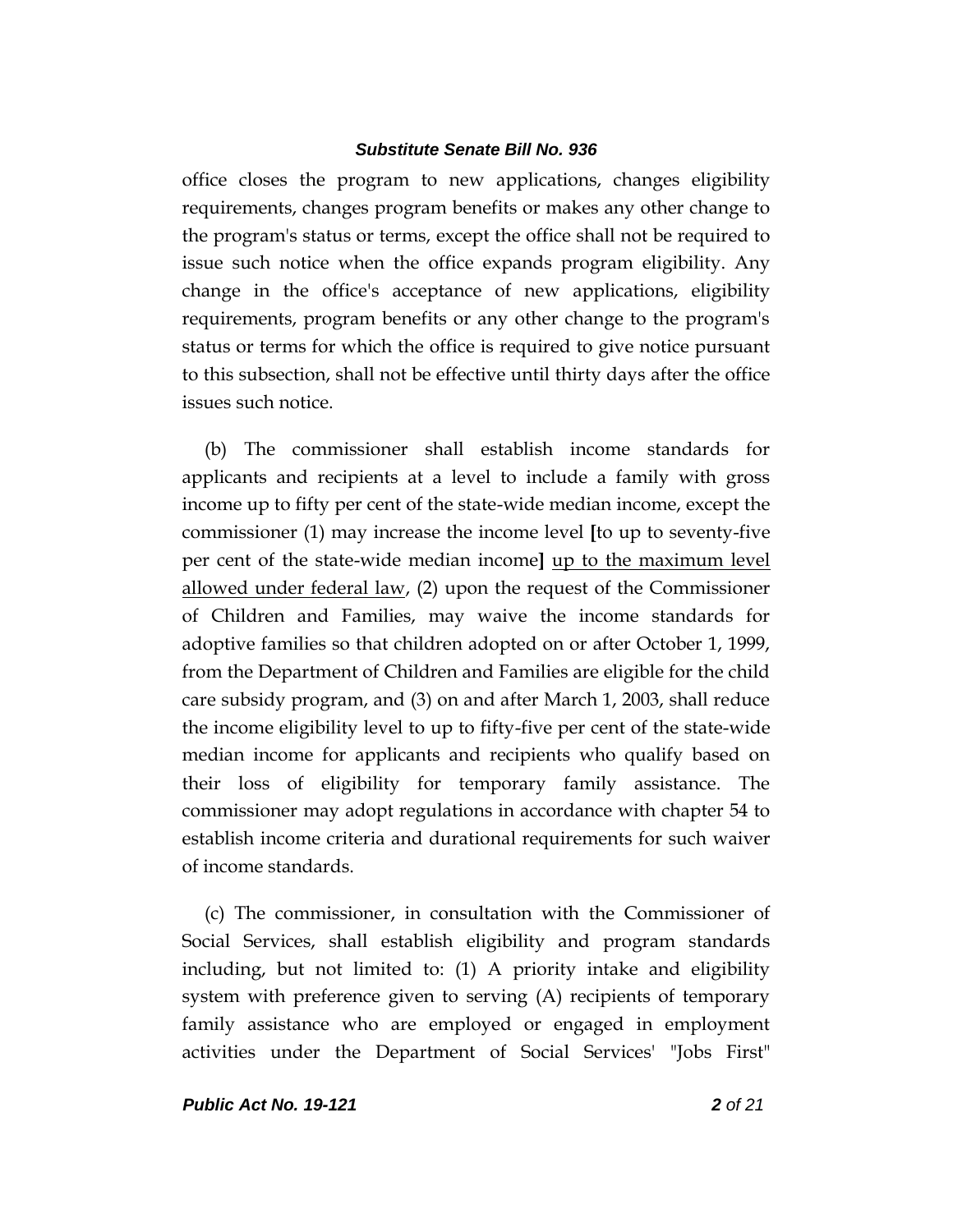office closes the program to new applications, changes eligibility requirements, changes program benefits or makes any other change to the program's status or terms, except the office shall not be required to issue such notice when the office expands program eligibility. Any change in the office's acceptance of new applications, eligibility requirements, program benefits or any other change to the program's status or terms for which the office is required to give notice pursuant to this subsection, shall not be effective until thirty days after the office issues such notice.

(b) The commissioner shall establish income standards for applicants and recipients at a level to include a family with gross income up to fifty per cent of the state-wide median income, except the commissioner (1) may increase the income level [to up to seventy-five per cent of the state-wide median income] <u>up to the maximum level allowed under federal law</u>, (2) upon the request of the Commissioner of Children and Families, may waive the income standards for adoptive families so that children adopted on or after October 1, 1999, from the Department of Children and Families are eligible for the child care subsidy program, and (3) on and after March 1, 2003, shall reduce the income eligibility level to up to fifty-five per cent of the state-wide median income for applicants and recipients who qualify based on their loss of eligibility for temporary family assistance. The commissioner may adopt regulations in accordance with chapter 54 to establish income criteria and durational requirements for such waiver of income standards.

(c) The commissioner, in consultation with the Commissioner of Social Services, shall establish eligibility and program standards including, but not limited to: (1) A priority intake and eligibility system with preference given to serving (A) recipients of temporary family assistance who are employed or engaged in employment activities under the Department of Social Services' "Jobs First"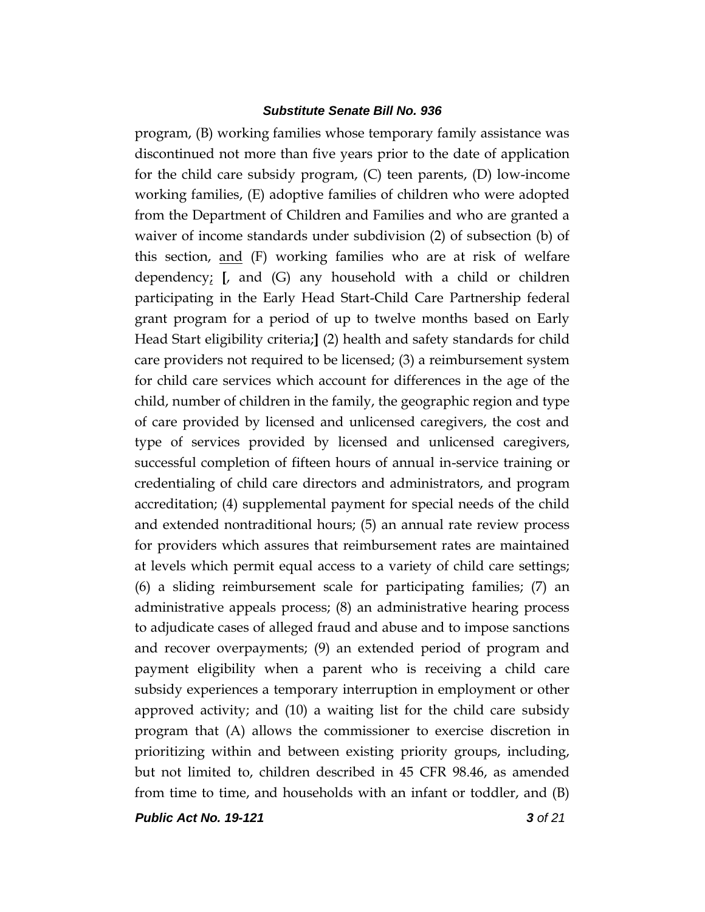program, (B) working families whose temporary family assistance was discontinued not more than five years prior to the date of application for the child care subsidy program, (C) teen parents, (D) low-income working families, (E) adoptive families of children who were adopted from the Department of Children and Families and who are granted a waiver of income standards under subdivision (2) of subsection (b) of this section, <u>and</u> (F) working families who are at risk of welfare dependency<u>;</u> **[**, and (G) any household with a child or children participating in the Early Head Start-Child Care Partnership federal grant program for a period of up to twelve months based on Early Head Start eligibility criteria;**]** (2) health and safety standards for child care providers not required to be licensed; (3) a reimbursement system for child care services which account for differences in the age of the child, number of children in the family, the geographic region and type of care provided by licensed and unlicensed caregivers, the cost and type of services provided by licensed and unlicensed caregivers, successful completion of fifteen hours of annual in-service training or credentialing of child care directors and administrators, and program accreditation; (4) supplemental payment for special needs of the child and extended nontraditional hours; (5) an annual rate review process for providers which assures that reimbursement rates are maintained at levels which permit equal access to a variety of child care settings; (6) a sliding reimbursement scale for participating families; (7) an administrative appeals process; (8) an administrative hearing process to adjudicate cases of alleged fraud and abuse and to impose sanctions and recover overpayments; (9) an extended period of program and payment eligibility when a parent who is receiving a child care subsidy experiences a temporary interruption in employment or other approved activity; and (10) a waiting list for the child care subsidy program that (A) allows the commissioner to exercise discretion in prioritizing within and between existing priority groups, including, but not limited to, children described in 45 CFR 98.46, as amended from time to time, and households with an infant or toddler, and (B)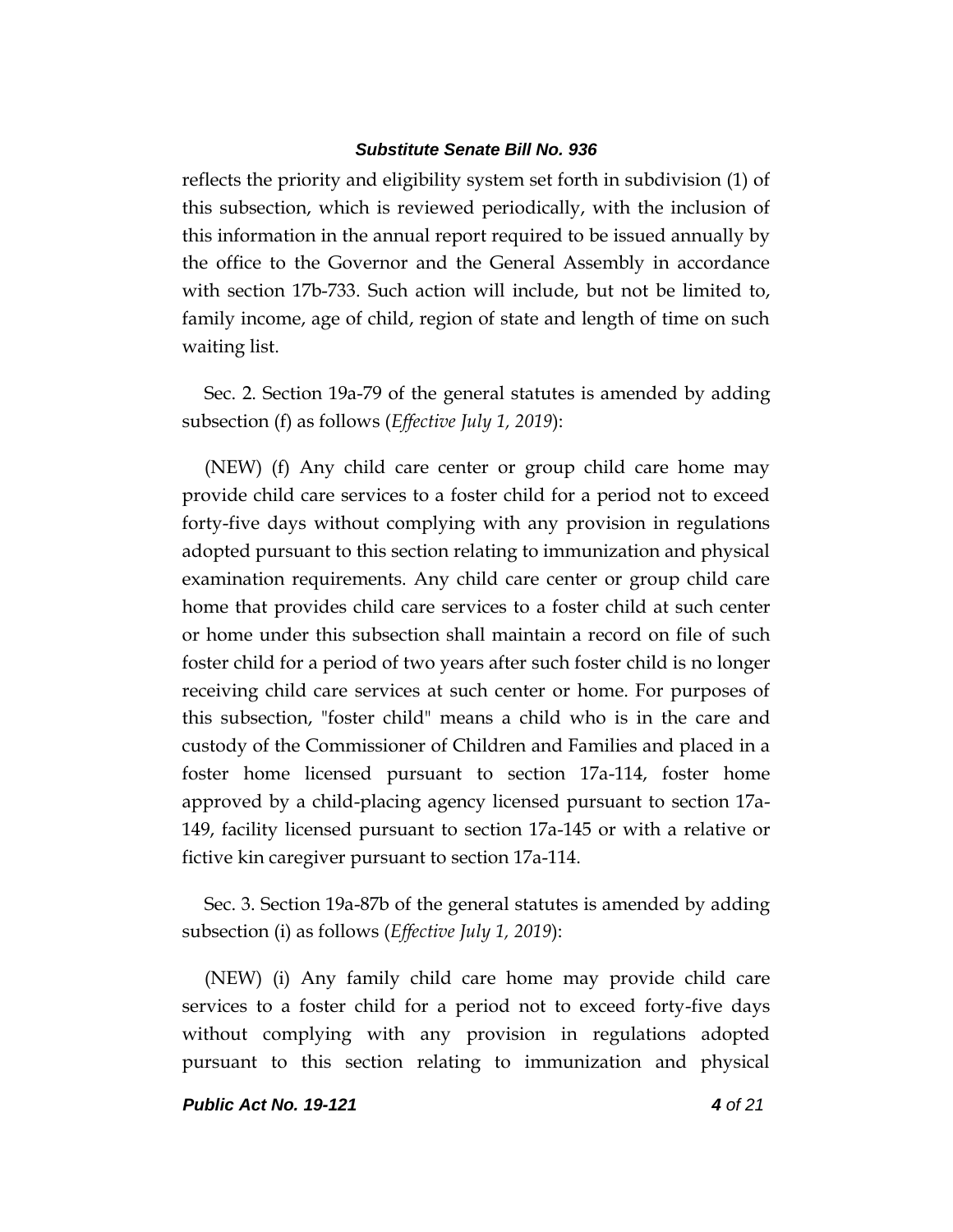reflects the priority and eligibility system set forth in subdivision (1) of this subsection, which is reviewed periodically, with the inclusion of this information in the annual report required to be issued annually by the office to the Governor and the General Assembly in accordance with section 17b-733. Such action will include, but not be limited to, family income, age of child, region of state and length of time on such waiting list.

Sec. 2. Section 19a-79 of the general statutes is amended by adding subsection (f) as follows (*Effective July 1, 2019*):

(NEW) (f) Any child care center or group child care home may provide child care services to a foster child for a period not to exceed forty-five days without complying with any provision in regulations adopted pursuant to this section relating to immunization and physical examination requirements. Any child care center or group child care home that provides child care services to a foster child at such center or home under this subsection shall maintain a record on file of such foster child for a period of two years after such foster child is no longer receiving child care services at such center or home. For purposes of this subsection, "foster child" means a child who is in the care and custody of the Commissioner of Children and Families and placed in a foster home licensed pursuant to section 17a-114, foster home approved by a child-placing agency licensed pursuant to section 17a-149, facility licensed pursuant to section 17a-145 or with a relative or fictive kin caregiver pursuant to section 17a-114.

Sec. 3. Section 19a-87b of the general statutes is amended by adding subsection (i) as follows (*Effective July 1, 2019*):

(NEW) (i) Any family child care home may provide child care services to a foster child for a period not to exceed forty-five days without complying with any provision in regulations adopted pursuant to this section relating to immunization and physical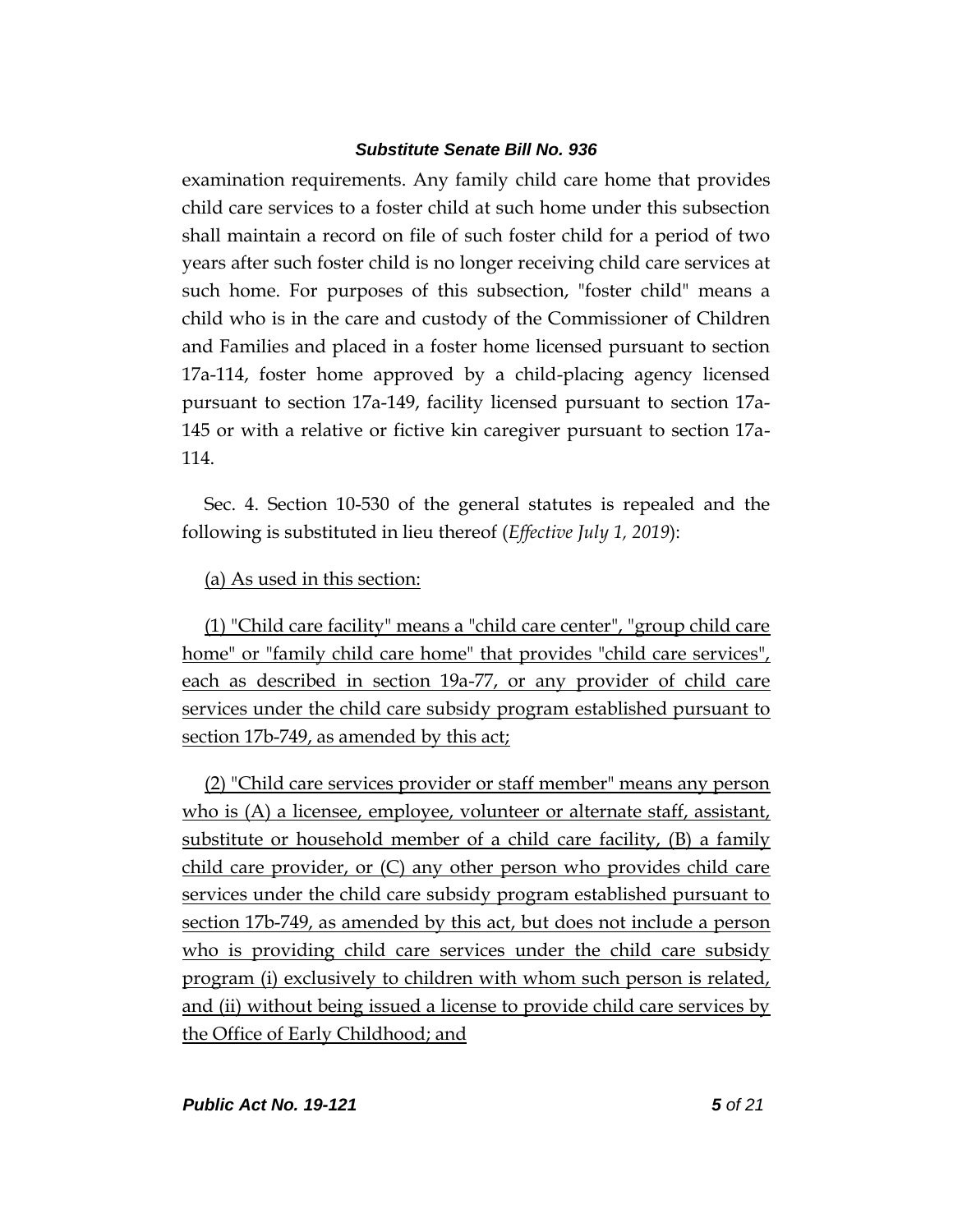examination requirements. Any family child care home that provides child care services to a foster child at such home under this subsection shall maintain a record on file of such foster child for a period of two years after such foster child is no longer receiving child care services at such home. For purposes of this subsection, "foster child" means a child who is in the care and custody of the Commissioner of Children and Families and placed in a foster home licensed pursuant to section 17a-114, foster home approved by a child-placing agency licensed pursuant to section 17a-149, facility licensed pursuant to section 17a-145 or with a relative or fictive kin caregiver pursuant to section 17a-114.

Sec. 4. Section 10-530 of the general statutes is repealed and the following is substituted in lieu thereof (*Effective July 1, 2019*):

<u>(a) As used in this section:</u>

<u>(1) "Child care facility" means a "child care center", "group child care home" or "family child care home" that provides "child care services", each as described in section 19a-77, or any provider of child care services under the child care subsidy program established pursuant to section 17b-749, as amended by this act;</u>

<u>(2) "Child care services provider or staff member" means any person who is (A) a licensee, employee, volunteer or alternate staff, assistant, substitute or household member of a child care facility, (B) a family child care provider, or (C) any other person who provides child care services under the child care subsidy program established pursuant to section 17b-749, as amended by this act, but does not include a person who is providing child care services under the child care subsidy program (i) exclusively to children with whom such person is related, and (ii) without being issued a license to provide child care services by the Office of Early Childhood; and</u>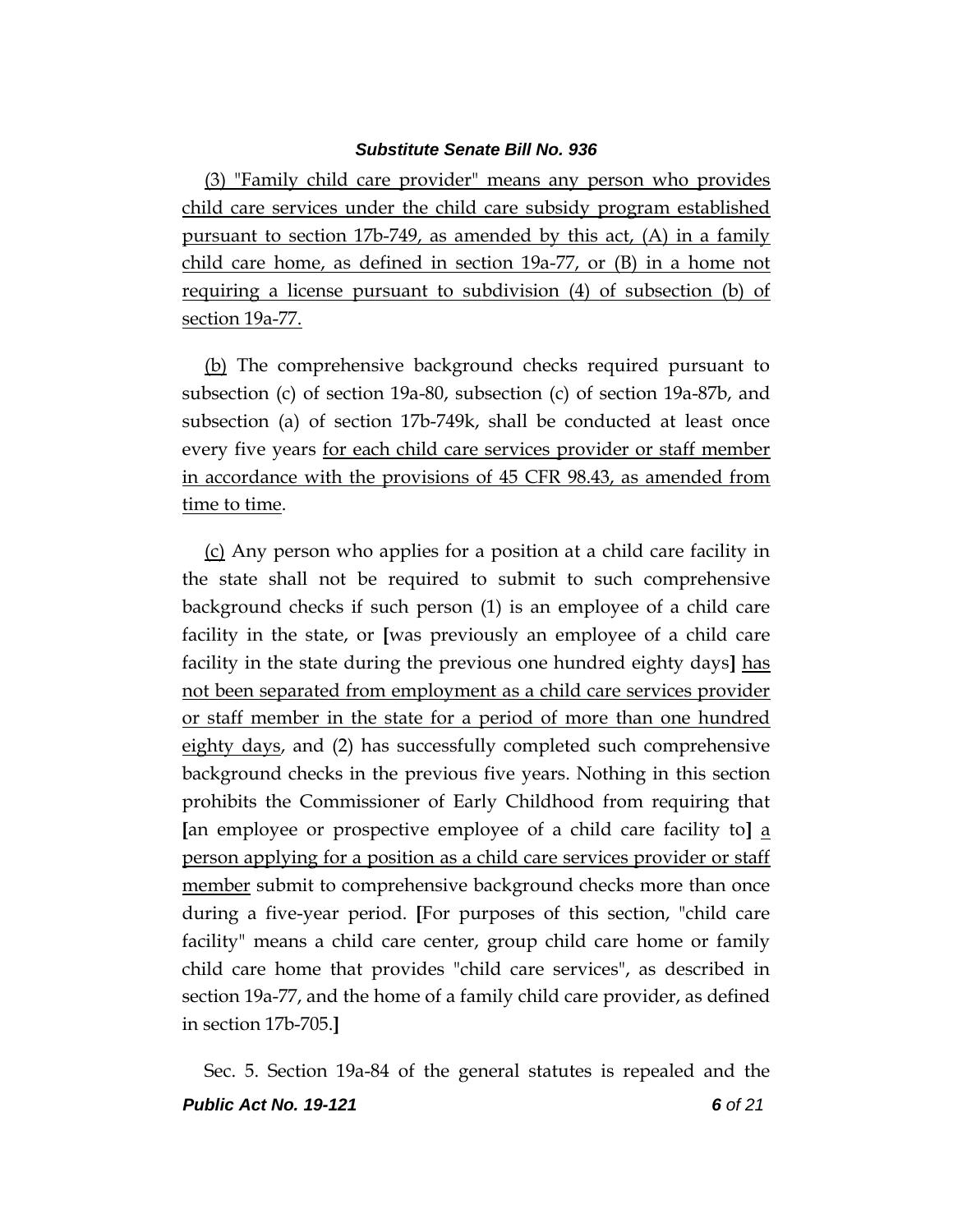(3) "Family child care provider" means any person who provides child care services under the child care subsidy program established pursuant to section 17b-749, as amended by this act, (A) in a family child care home, as defined in section 19a-77, or (B) in a home not requiring a license pursuant to subdivision (4) of subsection (b) of section 19a-77.

(b) The comprehensive background checks required pursuant to subsection (c) of section 19a-80, subsection (c) of section 19a-87b, and subsection (a) of section 17b-749k, shall be conducted at least once every five years for each child care services provider or staff member in accordance with the provisions of 45 CFR 98.43, as amended from time to time.

(c) Any person who applies for a position at a child care facility in the state shall not be required to submit to such comprehensive background checks if such person (1) is an employee of a child care facility in the state, or **[**was previously an employee of a child care facility in the state during the previous one hundred eighty days**]** has not been separated from employment as a child care services provider or staff member in the state for a period of more than one hundred eighty days, and (2) has successfully completed such comprehensive background checks in the previous five years. Nothing in this section prohibits the Commissioner of Early Childhood from requiring that **[**an employee or prospective employee of a child care facility to**]** a person applying for a position as a child care services provider or staff member submit to comprehensive background checks more than once during a five-year period. **[**For purposes of this section, "child care facility" means a child care center, group child care home or family child care home that provides "child care services", as described in section 19a-77, and the home of a family child care provider, as defined in section 17b-705.**]**

Sec. 5. Section 19a-84 of the general statutes is repealed and the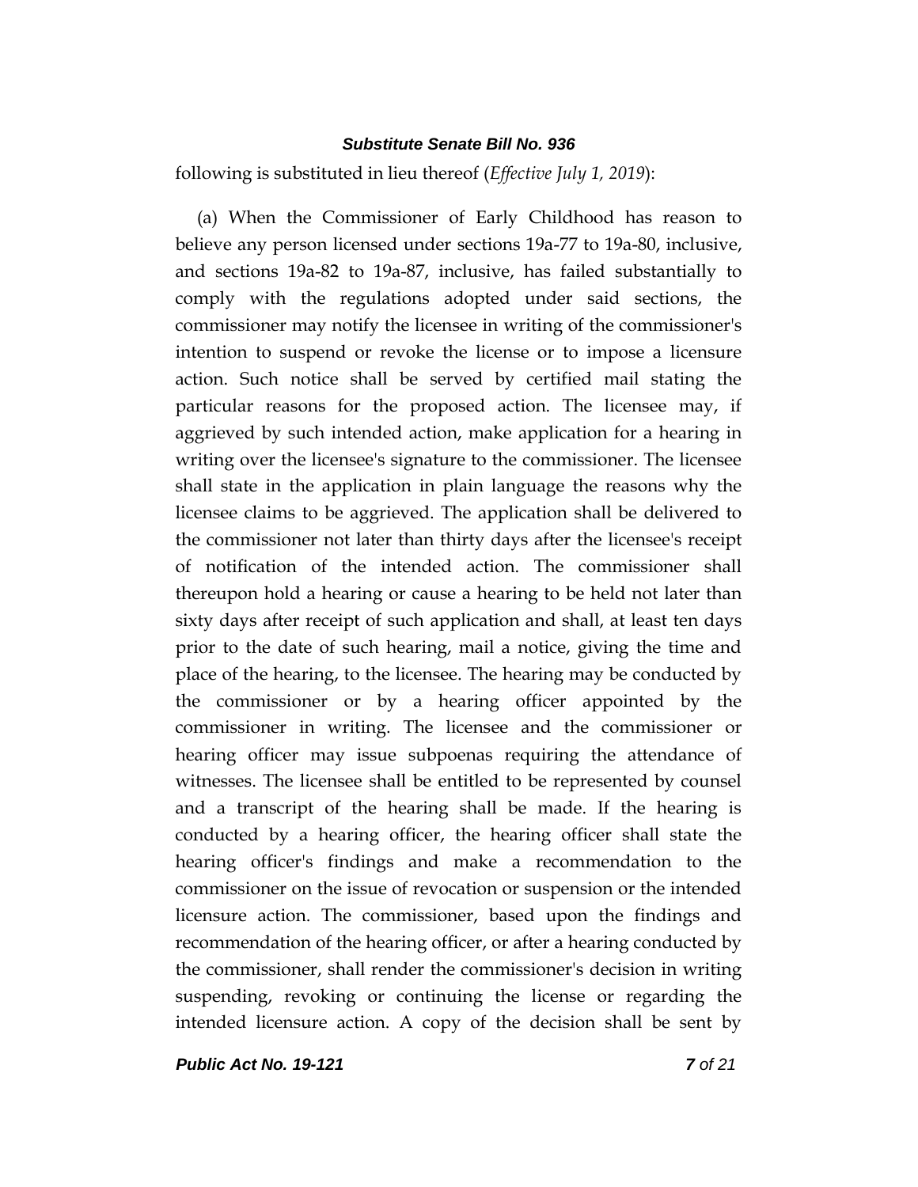following is substituted in lieu thereof (*Effective July 1, 2019*):

(a) When the Commissioner of Early Childhood has reason to believe any person licensed under sections 19a-77 to 19a-80, inclusive, and sections 19a-82 to 19a-87, inclusive, has failed substantially to comply with the regulations adopted under said sections, the commissioner may notify the licensee in writing of the commissioner's intention to suspend or revoke the license or to impose a licensure action. Such notice shall be served by certified mail stating the particular reasons for the proposed action. The licensee may, if aggrieved by such intended action, make application for a hearing in writing over the licensee's signature to the commissioner. The licensee shall state in the application in plain language the reasons why the licensee claims to be aggrieved. The application shall be delivered to the commissioner not later than thirty days after the licensee's receipt of notification of the intended action. The commissioner shall thereupon hold a hearing or cause a hearing to be held not later than sixty days after receipt of such application and shall, at least ten days prior to the date of such hearing, mail a notice, giving the time and place of the hearing, to the licensee. The hearing may be conducted by the commissioner or by a hearing officer appointed by the commissioner in writing. The licensee and the commissioner or hearing officer may issue subpoenas requiring the attendance of witnesses. The licensee shall be entitled to be represented by counsel and a transcript of the hearing shall be made. If the hearing is conducted by a hearing officer, the hearing officer shall state the hearing officer's findings and make a recommendation to the commissioner on the issue of revocation or suspension or the intended licensure action. The commissioner, based upon the findings and recommendation of the hearing officer, or after a hearing conducted by the commissioner, shall render the commissioner's decision in writing suspending, revoking or continuing the license or regarding the intended licensure action. A copy of the decision shall be sent by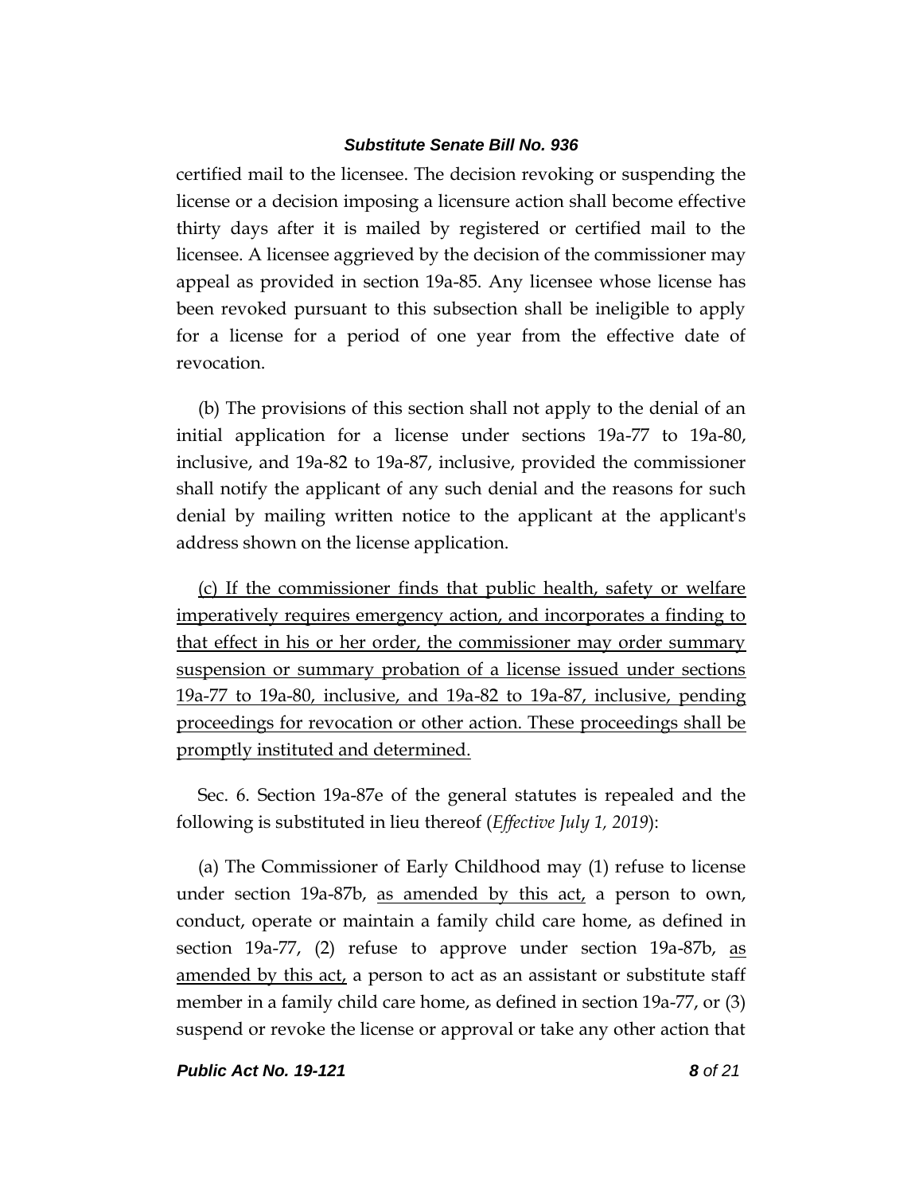certified mail to the licensee. The decision revoking or suspending the license or a decision imposing a licensure action shall become effective thirty days after it is mailed by registered or certified mail to the licensee. A licensee aggrieved by the decision of the commissioner may appeal as provided in section 19a-85. Any licensee whose license has been revoked pursuant to this subsection shall be ineligible to apply for a license for a period of one year from the effective date of revocation.

(b) The provisions of this section shall not apply to the denial of an initial application for a license under sections 19a-77 to 19a-80, inclusive, and 19a-82 to 19a-87, inclusive, provided the commissioner shall notify the applicant of any such denial and the reasons for such denial by mailing written notice to the applicant at the applicant's address shown on the license application.

<u>(c) If the commissioner finds that public health, safety or welfare imperatively requires emergency action, and incorporates a finding to that effect in his or her order, the commissioner may order summary suspension or summary probation of a license issued under sections 19a-77 to 19a-80, inclusive, and 19a-82 to 19a-87, inclusive, pending proceedings for revocation or other action. These proceedings shall be promptly instituted and determined.</u>

Sec. 6. Section 19a-87e of the general statutes is repealed and the following is substituted in lieu thereof (*Effective July 1, 2019*):

(a) The Commissioner of Early Childhood may (1) refuse to license under section 19a-87b, <u>as amended by this act,</u> a person to own, conduct, operate or maintain a family child care home, as defined in section 19a-77, (2) refuse to approve under section 19a-87b, <u>as amended by this act,</u> a person to act as an assistant or substitute staff member in a family child care home, as defined in section 19a-77, or (3) suspend or revoke the license or approval or take any other action that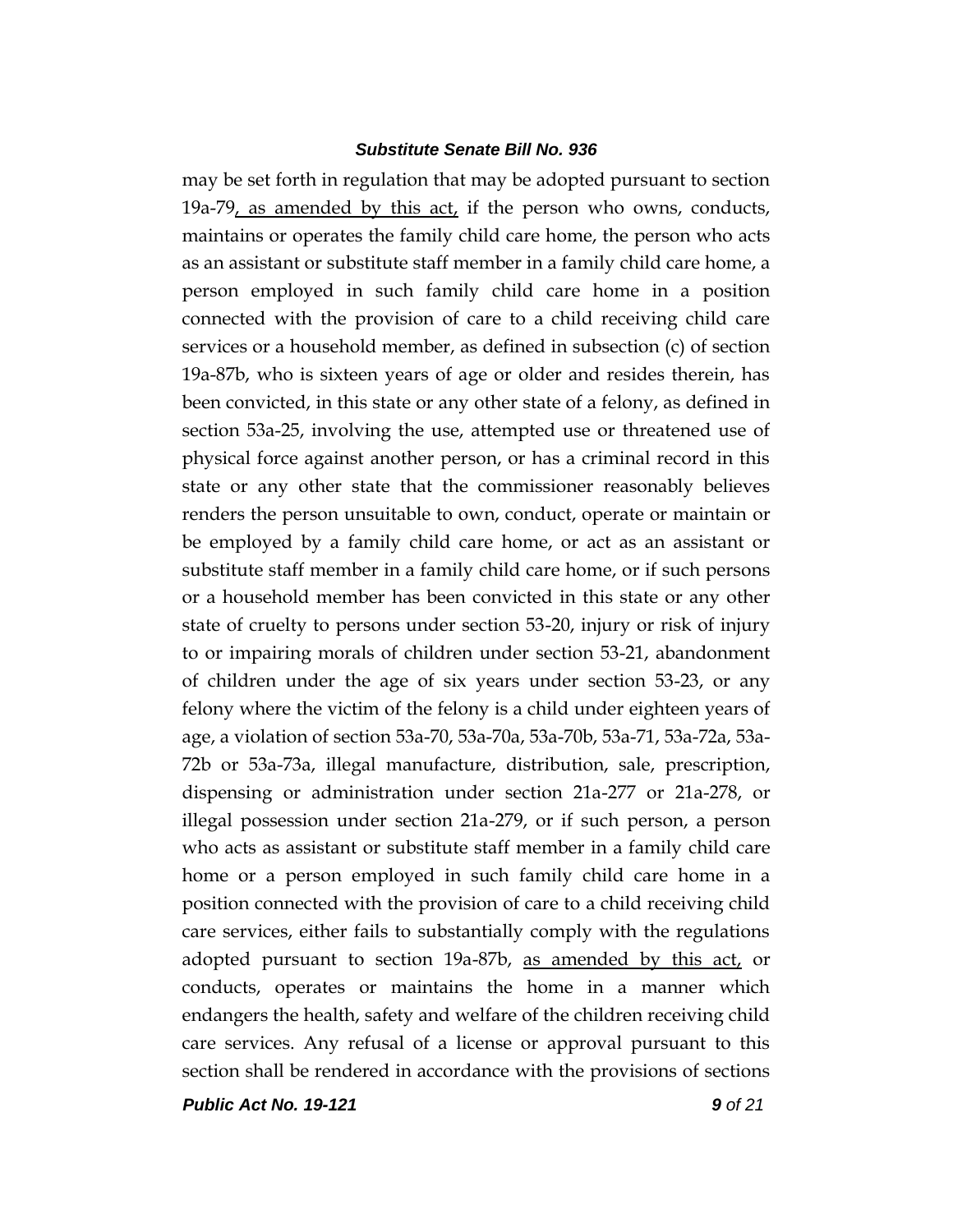may be set forth in regulation that may be adopted pursuant to section 19a-79, as amended by this act, if the person who owns, conducts, maintains or operates the family child care home, the person who acts as an assistant or substitute staff member in a family child care home, a person employed in such family child care home in a position connected with the provision of care to a child receiving child care services or a household member, as defined in subsection (c) of section 19a-87b, who is sixteen years of age or older and resides therein, has been convicted, in this state or any other state of a felony, as defined in section 53a-25, involving the use, attempted use or threatened use of physical force against another person, or has a criminal record in this state or any other state that the commissioner reasonably believes renders the person unsuitable to own, conduct, operate or maintain or be employed by a family child care home, or act as an assistant or substitute staff member in a family child care home, or if such persons or a household member has been convicted in this state or any other state of cruelty to persons under section 53-20, injury or risk of injury to or impairing morals of children under section 53-21, abandonment of children under the age of six years under section 53-23, or any felony where the victim of the felony is a child under eighteen years of age, a violation of section 53a-70, 53a-70a, 53a-70b, 53a-71, 53a-72a, 53a-72b or 53a-73a, illegal manufacture, distribution, sale, prescription, dispensing or administration under section 21a-277 or 21a-278, or illegal possession under section 21a-279, or if such person, a person who acts as assistant or substitute staff member in a family child care home or a person employed in such family child care home in a position connected with the provision of care to a child receiving child care services, either fails to substantially comply with the regulations adopted pursuant to section 19a-87b, as amended by this act, or conducts, operates or maintains the home in a manner which endangers the health, safety and welfare of the children receiving child care services. Any refusal of a license or approval pursuant to this section shall be rendered in accordance with the provisions of sections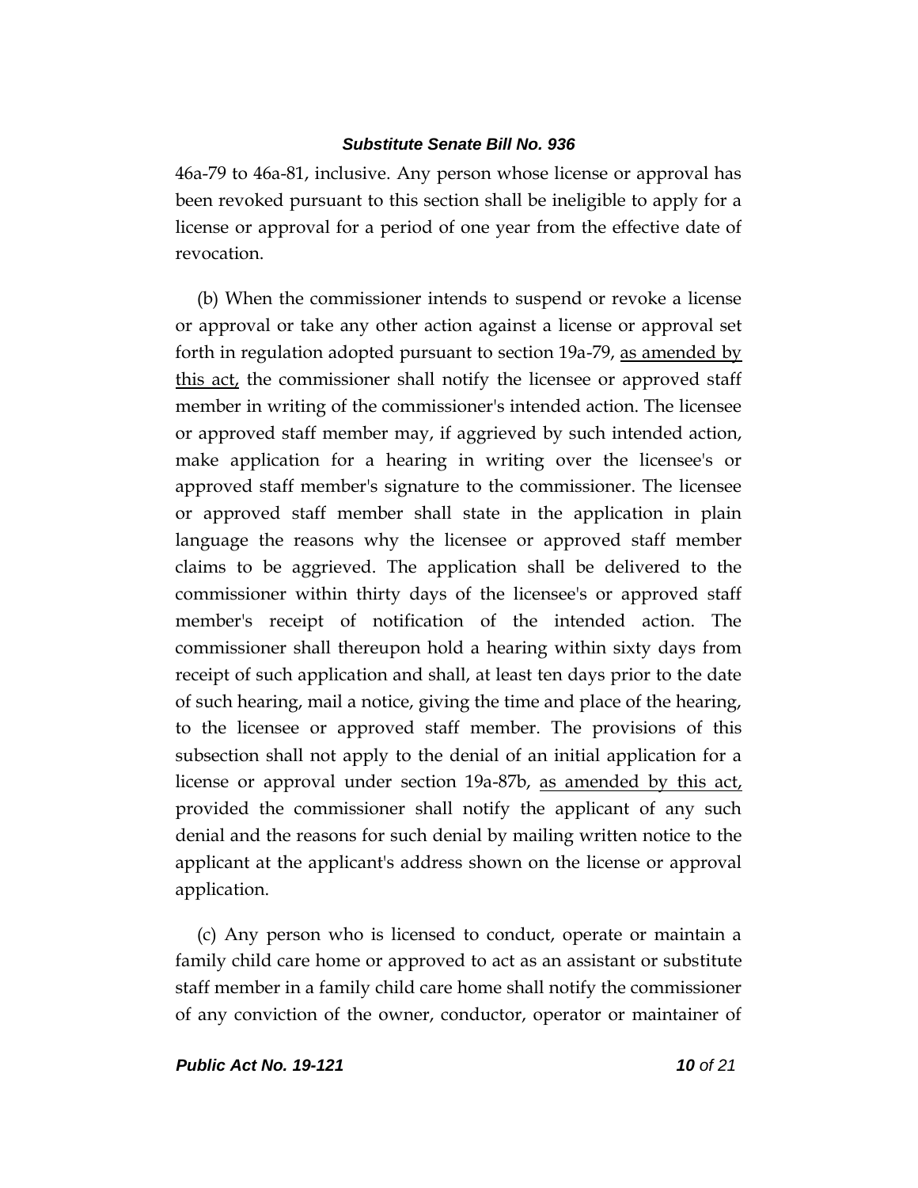46a-79 to 46a-81, inclusive. Any person whose license or approval has been revoked pursuant to this section shall be ineligible to apply for a license or approval for a period of one year from the effective date of revocation.

(b) When the commissioner intends to suspend or revoke a license or approval or take any other action against a license or approval set forth in regulation adopted pursuant to section 19a-79, <u>as amended by this act,</u> the commissioner shall notify the licensee or approved staff member in writing of the commissioner's intended action. The licensee or approved staff member may, if aggrieved by such intended action, make application for a hearing in writing over the licensee's or approved staff member's signature to the commissioner. The licensee or approved staff member shall state in the application in plain language the reasons why the licensee or approved staff member claims to be aggrieved. The application shall be delivered to the commissioner within thirty days of the licensee's or approved staff member's receipt of notification of the intended action. The commissioner shall thereupon hold a hearing within sixty days from receipt of such application and shall, at least ten days prior to the date of such hearing, mail a notice, giving the time and place of the hearing, to the licensee or approved staff member. The provisions of this subsection shall not apply to the denial of an initial application for a license or approval under section 19a-87b, <u>as amended by this act,</u> provided the commissioner shall notify the applicant of any such denial and the reasons for such denial by mailing written notice to the applicant at the applicant's address shown on the license or approval application.

(c) Any person who is licensed to conduct, operate or maintain a family child care home or approved to act as an assistant or substitute staff member in a family child care home shall notify the commissioner of any conviction of the owner, conductor, operator or maintainer of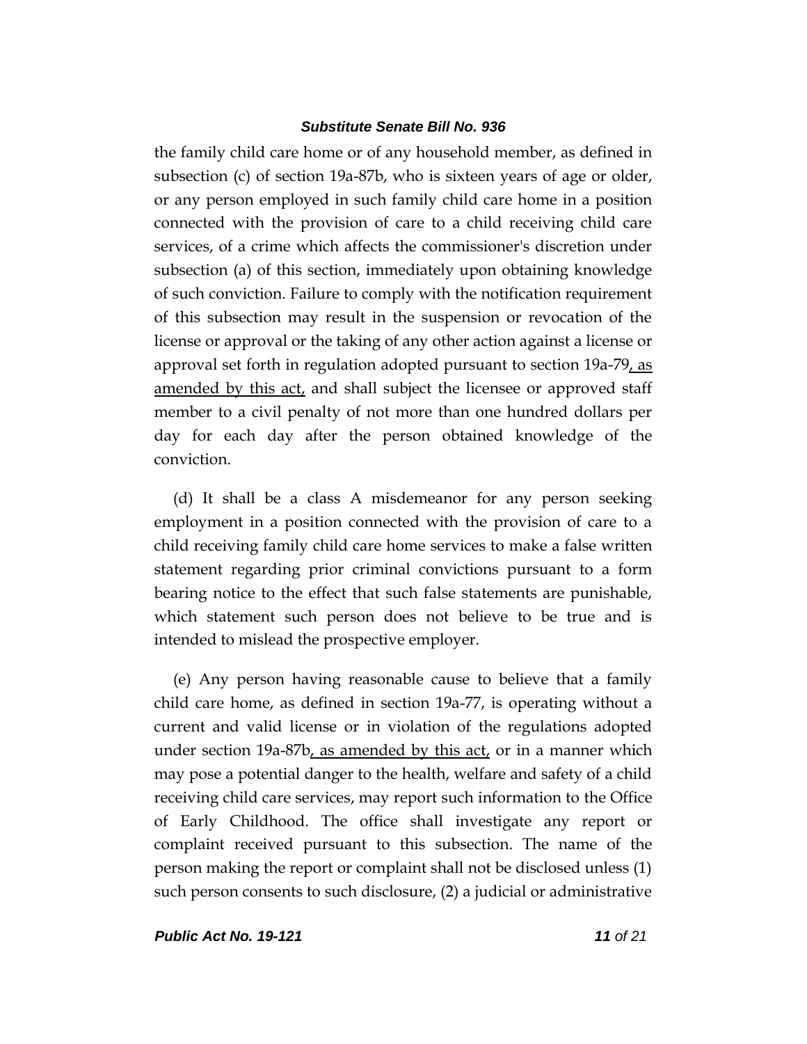the family child care home or of any household member, as defined in subsection (c) of section 19a-87b, who is sixteen years of age or older, or any person employed in such family child care home in a position connected with the provision of care to a child receiving child care services, of a crime which affects the commissioner's discretion under subsection (a) of this section, immediately upon obtaining knowledge of such conviction. Failure to comply with the notification requirement of this subsection may result in the suspension or revocation of the license or approval or the taking of any other action against a license or approval set forth in regulation adopted pursuant to section 19a-79, as amended by this act, and shall subject the licensee or approved staff member to a civil penalty of not more than one hundred dollars per day for each day after the person obtained knowledge of the conviction.

(d) It shall be a class A misdemeanor for any person seeking employment in a position connected with the provision of care to a child receiving family child care home services to make a false written statement regarding prior criminal convictions pursuant to a form bearing notice to the effect that such false statements are punishable, which statement such person does not believe to be true and is intended to mislead the prospective employer.

(e) Any person having reasonable cause to believe that a family child care home, as defined in section 19a-77, is operating without a current and valid license or in violation of the regulations adopted under section 19a-87b, as amended by this act, or in a manner which may pose a potential danger to the health, welfare and safety of a child receiving child care services, may report such information to the Office of Early Childhood. The office shall investigate any report or complaint received pursuant to this subsection. The name of the person making the report or complaint shall not be disclosed unless (1) such person consents to such disclosure, (2) a judicial or administrative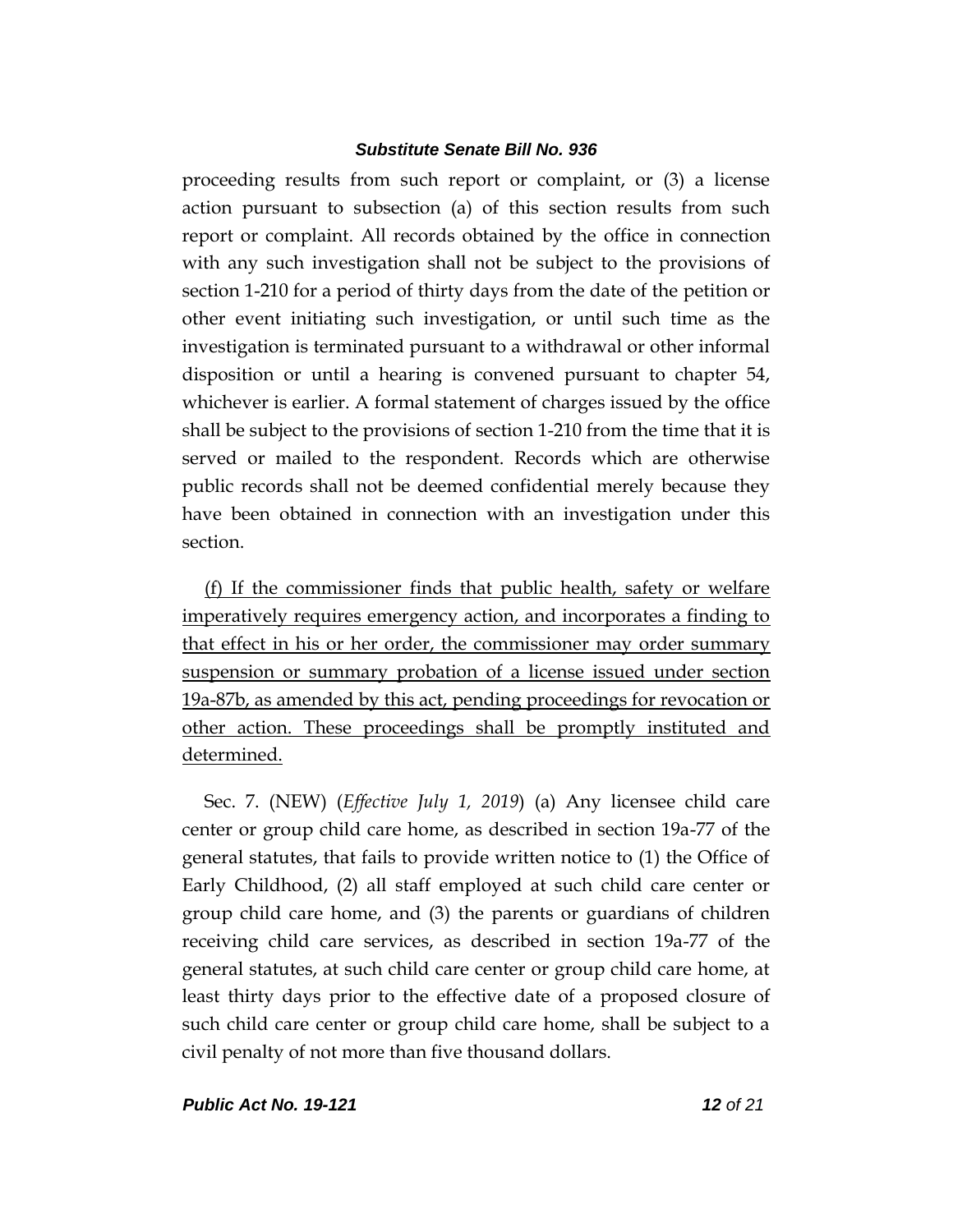proceeding results from such report or complaint, or (3) a license action pursuant to subsection (a) of this section results from such report or complaint. All records obtained by the office in connection with any such investigation shall not be subject to the provisions of section 1-210 for a period of thirty days from the date of the petition or other event initiating such investigation, or until such time as the investigation is terminated pursuant to a withdrawal or other informal disposition or until a hearing is convened pursuant to chapter 54, whichever is earlier. A formal statement of charges issued by the office shall be subject to the provisions of section 1-210 from the time that it is served or mailed to the respondent. Records which are otherwise public records shall not be deemed confidential merely because they have been obtained in connection with an investigation under this section.

<u>(f) If the commissioner finds that public health, safety or welfare imperatively requires emergency action, and incorporates a finding to that effect in his or her order, the commissioner may order summary suspension or summary probation of a license issued under section 19a-87b, as amended by this act, pending proceedings for revocation or other action. These proceedings shall be promptly instituted and determined.</u>

Sec. 7. (NEW) (*Effective July 1, 2019*) (a) Any licensee child care center or group child care home, as described in section 19a-77 of the general statutes, that fails to provide written notice to (1) the Office of Early Childhood, (2) all staff employed at such child care center or group child care home, and (3) the parents or guardians of children receiving child care services, as described in section 19a-77 of the general statutes, at such child care center or group child care home, at least thirty days prior to the effective date of a proposed closure of such child care center or group child care home, shall be subject to a civil penalty of not more than five thousand dollars.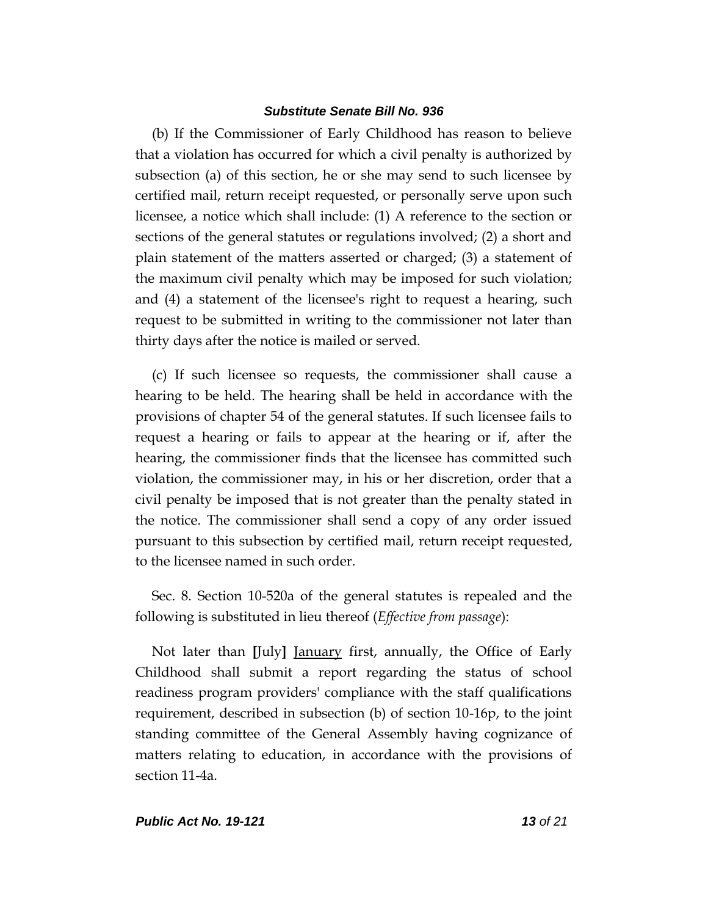(b) If the Commissioner of Early Childhood has reason to believe that a violation has occurred for which a civil penalty is authorized by subsection (a) of this section, he or she may send to such licensee by certified mail, return receipt requested, or personally serve upon such licensee, a notice which shall include: (1) A reference to the section or sections of the general statutes or regulations involved; (2) a short and plain statement of the matters asserted or charged; (3) a statement of the maximum civil penalty which may be imposed for such violation; and (4) a statement of the licensee's right to request a hearing, such request to be submitted in writing to the commissioner not later than thirty days after the notice is mailed or served.

(c) If such licensee so requests, the commissioner shall cause a hearing to be held. The hearing shall be held in accordance with the provisions of chapter 54 of the general statutes. If such licensee fails to request a hearing or fails to appear at the hearing or if, after the hearing, the commissioner finds that the licensee has committed such violation, the commissioner may, in his or her discretion, order that a civil penalty be imposed that is not greater than the penalty stated in the notice. The commissioner shall send a copy of any order issued pursuant to this subsection by certified mail, return receipt requested, to the licensee named in such order.

Sec. 8. Section 10-520a of the general statutes is repealed and the following is substituted in lieu thereof (*Effective from passage*):

Not later than **[**July**]** <u>January</u> first, annually, the Office of Early Childhood shall submit a report regarding the status of school readiness program providers' compliance with the staff qualifications requirement, described in subsection (b) of section 10-16p, to the joint standing committee of the General Assembly having cognizance of matters relating to education, in accordance with the provisions of section 11-4a.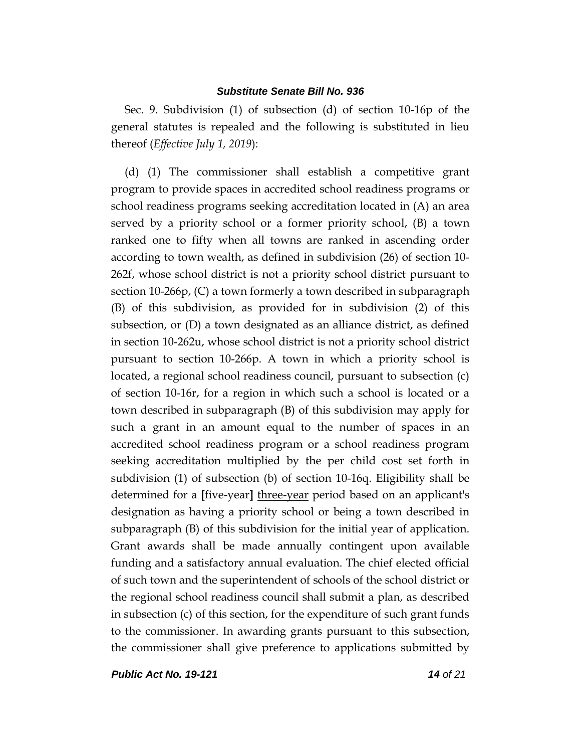Sec. 9. Subdivision (1) of subsection (d) of section 10-16p of the general statutes is repealed and the following is substituted in lieu thereof (*Effective July 1, 2019*):

(d) (1) The commissioner shall establish a competitive grant program to provide spaces in accredited school readiness programs or school readiness programs seeking accreditation located in (A) an area served by a priority school or a former priority school, (B) a town ranked one to fifty when all towns are ranked in ascending order according to town wealth, as defined in subdivision (26) of section 10-262f, whose school district is not a priority school district pursuant to section 10-266p, (C) a town formerly a town described in subparagraph (B) of this subdivision, as provided for in subdivision (2) of this subsection, or (D) a town designated as an alliance district, as defined in section 10-262u, whose school district is not a priority school district pursuant to section 10-266p. A town in which a priority school is located, a regional school readiness council, pursuant to subsection (c) of section 10-16r, for a region in which such a school is located or a town described in subparagraph (B) of this subdivision may apply for such a grant in an amount equal to the number of spaces in an accredited school readiness program or a school readiness program seeking accreditation multiplied by the per child cost set forth in subdivision (1) of subsection (b) of section 10-16q. Eligibility shall be determined for a **[**five-year**]** <u>three-year</u> period based on an applicant's designation as having a priority school or being a town described in subparagraph (B) of this subdivision for the initial year of application. Grant awards shall be made annually contingent upon available funding and a satisfactory annual evaluation. The chief elected official of such town and the superintendent of schools of the school district or the regional school readiness council shall submit a plan, as described in subsection (c) of this section, for the expenditure of such grant funds to the commissioner. In awarding grants pursuant to this subsection, the commissioner shall give preference to applications submitted by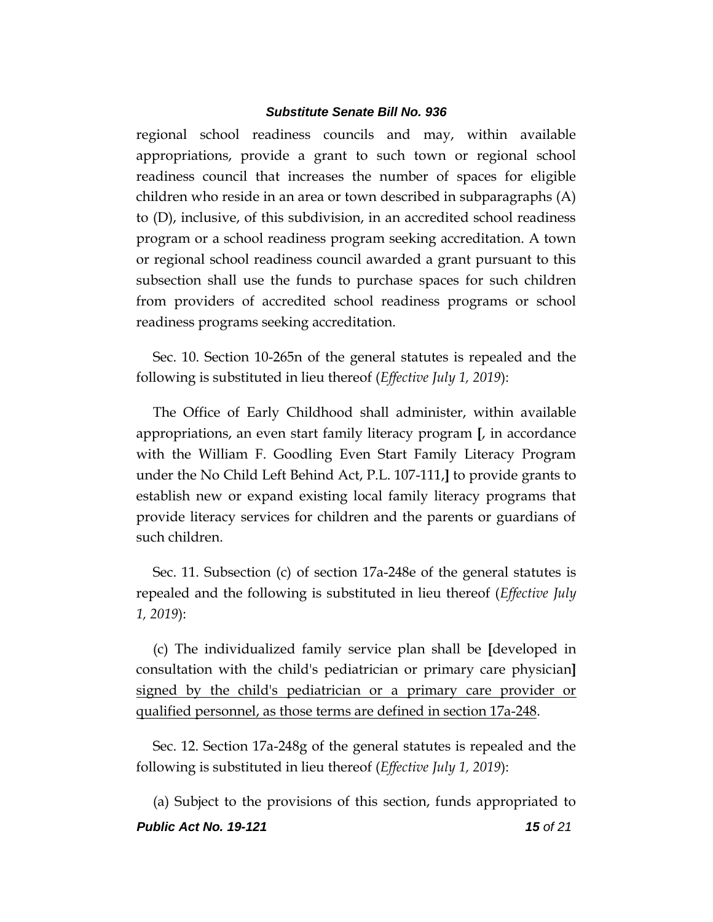regional school readiness councils and may, within available appropriations, provide a grant to such town or regional school readiness council that increases the number of spaces for eligible children who reside in an area or town described in subparagraphs (A) to (D), inclusive, of this subdivision, in an accredited school readiness program or a school readiness program seeking accreditation. A town or regional school readiness council awarded a grant pursuant to this subsection shall use the funds to purchase spaces for such children from providers of accredited school readiness programs or school readiness programs seeking accreditation.

Sec. 10. Section 10-265n of the general statutes is repealed and the following is substituted in lieu thereof (*Effective July 1, 2019*):

The Office of Early Childhood shall administer, within available appropriations, an even start family literacy program **[**, in accordance with the William F. Goodling Even Start Family Literacy Program under the No Child Left Behind Act, P.L. 107-111,**]** to provide grants to establish new or expand existing local family literacy programs that provide literacy services for children and the parents or guardians of such children.

Sec. 11. Subsection (c) of section 17a-248e of the general statutes is repealed and the following is substituted in lieu thereof (*Effective July 1, 2019*):

(c) The individualized family service plan shall be **[**developed in consultation with the child's pediatrician or primary care physician**]** <u>signed by the child's pediatrician or a primary care provider or qualified personnel, as those terms are defined in section 17a-248</u>.

Sec. 12. Section 17a-248g of the general statutes is repealed and the following is substituted in lieu thereof (*Effective July 1, 2019*):

(a) Subject to the provisions of this section, funds appropriated to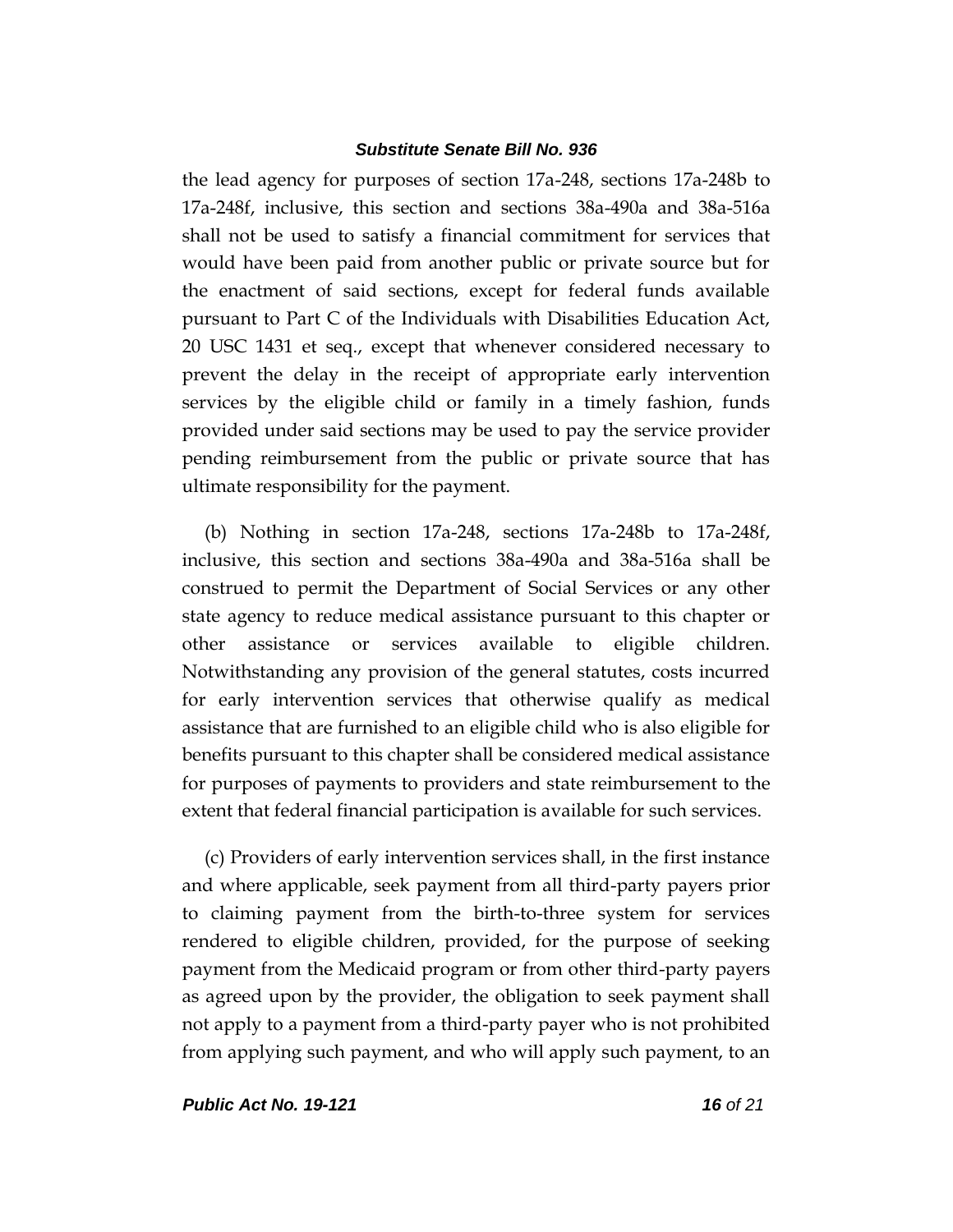the lead agency for purposes of section 17a-248, sections 17a-248b to 17a-248f, inclusive, this section and sections 38a-490a and 38a-516a shall not be used to satisfy a financial commitment for services that would have been paid from another public or private source but for the enactment of said sections, except for federal funds available pursuant to Part C of the Individuals with Disabilities Education Act, 20 USC 1431 et seq., except that whenever considered necessary to prevent the delay in the receipt of appropriate early intervention services by the eligible child or family in a timely fashion, funds provided under said sections may be used to pay the service provider pending reimbursement from the public or private source that has ultimate responsibility for the payment.

(b) Nothing in section 17a-248, sections 17a-248b to 17a-248f, inclusive, this section and sections 38a-490a and 38a-516a shall be construed to permit the Department of Social Services or any other state agency to reduce medical assistance pursuant to this chapter or other assistance or services available to eligible children. Notwithstanding any provision of the general statutes, costs incurred for early intervention services that otherwise qualify as medical assistance that are furnished to an eligible child who is also eligible for benefits pursuant to this chapter shall be considered medical assistance for purposes of payments to providers and state reimbursement to the extent that federal financial participation is available for such services.

(c) Providers of early intervention services shall, in the first instance and where applicable, seek payment from all third-party payers prior to claiming payment from the birth-to-three system for services rendered to eligible children, provided, for the purpose of seeking payment from the Medicaid program or from other third-party payers as agreed upon by the provider, the obligation to seek payment shall not apply to a payment from a third-party payer who is not prohibited from applying such payment, and who will apply such payment, to an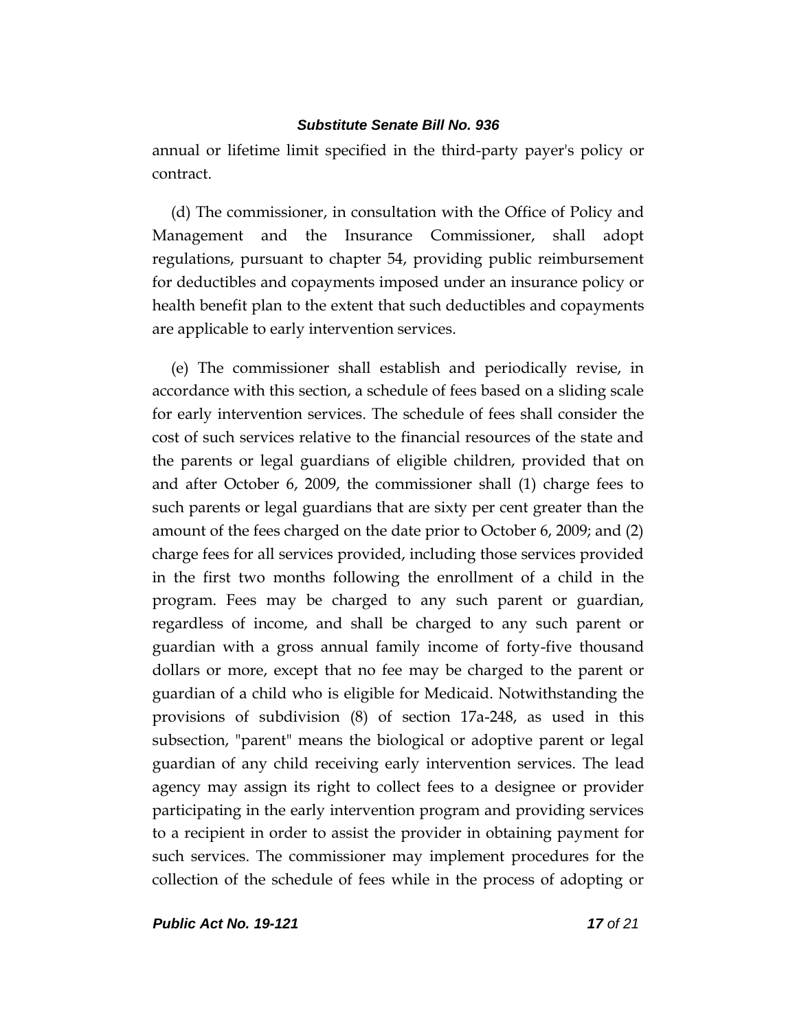annual or lifetime limit specified in the third-party payer's policy or contract.

(d) The commissioner, in consultation with the Office of Policy and Management and the Insurance Commissioner, shall adopt regulations, pursuant to chapter 54, providing public reimbursement for deductibles and copayments imposed under an insurance policy or health benefit plan to the extent that such deductibles and copayments are applicable to early intervention services.

(e) The commissioner shall establish and periodically revise, in accordance with this section, a schedule of fees based on a sliding scale for early intervention services. The schedule of fees shall consider the cost of such services relative to the financial resources of the state and the parents or legal guardians of eligible children, provided that on and after October 6, 2009, the commissioner shall (1) charge fees to such parents or legal guardians that are sixty per cent greater than the amount of the fees charged on the date prior to October 6, 2009; and (2) charge fees for all services provided, including those services provided in the first two months following the enrollment of a child in the program. Fees may be charged to any such parent or guardian, regardless of income, and shall be charged to any such parent or guardian with a gross annual family income of forty-five thousand dollars or more, except that no fee may be charged to the parent or guardian of a child who is eligible for Medicaid. Notwithstanding the provisions of subdivision (8) of section 17a-248, as used in this subsection, "parent" means the biological or adoptive parent or legal guardian of any child receiving early intervention services. The lead agency may assign its right to collect fees to a designee or provider participating in the early intervention program and providing services to a recipient in order to assist the provider in obtaining payment for such services. The commissioner may implement procedures for the collection of the schedule of fees while in the process of adopting or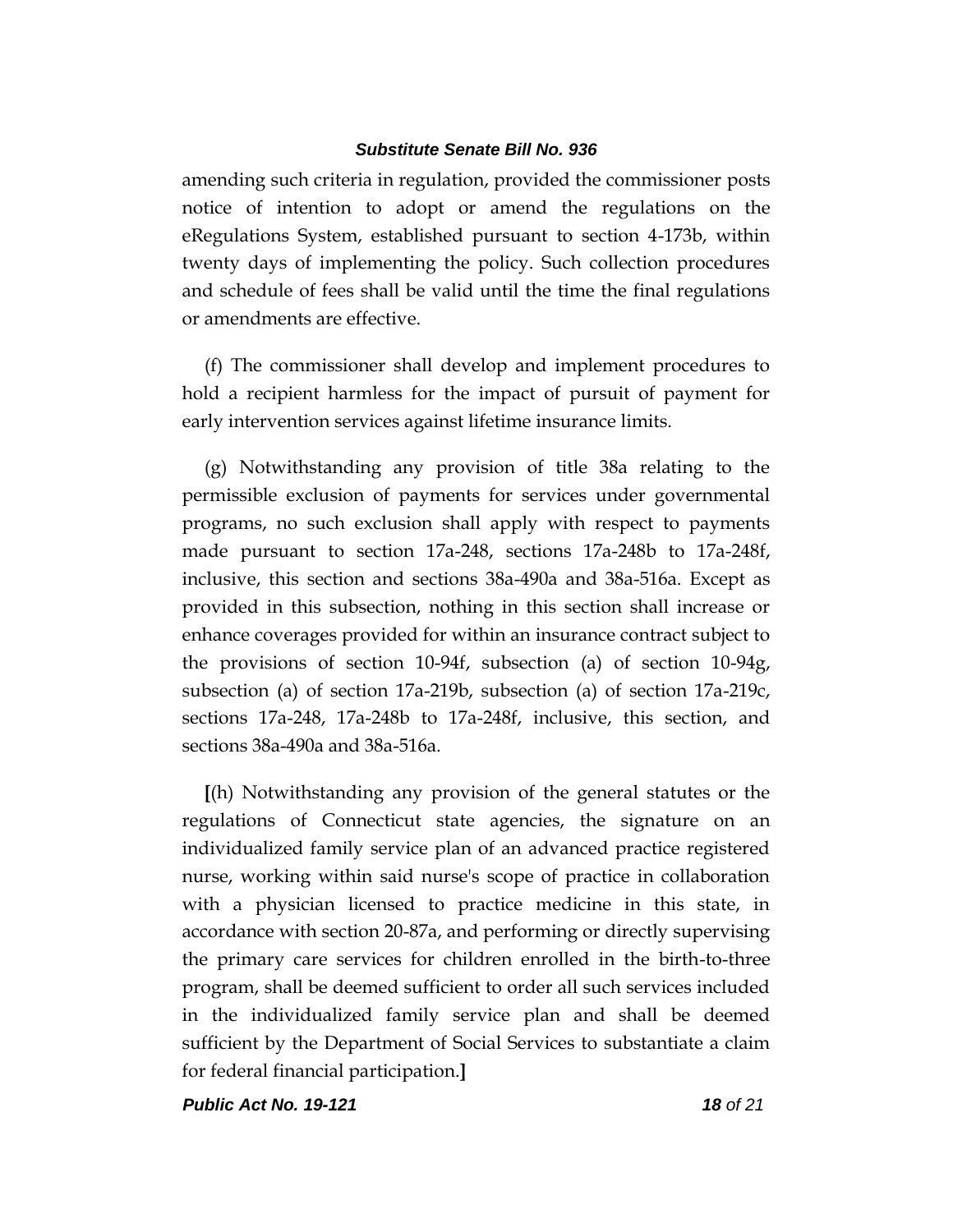amending such criteria in regulation, provided the commissioner posts notice of intention to adopt or amend the regulations on the eRegulations System, established pursuant to section 4-173b, within twenty days of implementing the policy. Such collection procedures and schedule of fees shall be valid until the time the final regulations or amendments are effective.

(f) The commissioner shall develop and implement procedures to hold a recipient harmless for the impact of pursuit of payment for early intervention services against lifetime insurance limits.

(g) Notwithstanding any provision of title 38a relating to the permissible exclusion of payments for services under governmental programs, no such exclusion shall apply with respect to payments made pursuant to section 17a-248, sections 17a-248b to 17a-248f, inclusive, this section and sections 38a-490a and 38a-516a. Except as provided in this subsection, nothing in this section shall increase or enhance coverages provided for within an insurance contract subject to the provisions of section 10-94f, subsection (a) of section 10-94g, subsection (a) of section 17a-219b, subsection (a) of section 17a-219c, sections 17a-248, 17a-248b to 17a-248f, inclusive, this section, and sections 38a-490a and 38a-516a.

**[**(h) Notwithstanding any provision of the general statutes or the regulations of Connecticut state agencies, the signature on an individualized family service plan of an advanced practice registered nurse, working within said nurse's scope of practice in collaboration with a physician licensed to practice medicine in this state, in accordance with section 20-87a, and performing or directly supervising the primary care services for children enrolled in the birth-to-three program, shall be deemed sufficient to order all such services included in the individualized family service plan and shall be deemed sufficient by the Department of Social Services to substantiate a claim for federal financial participation.**]**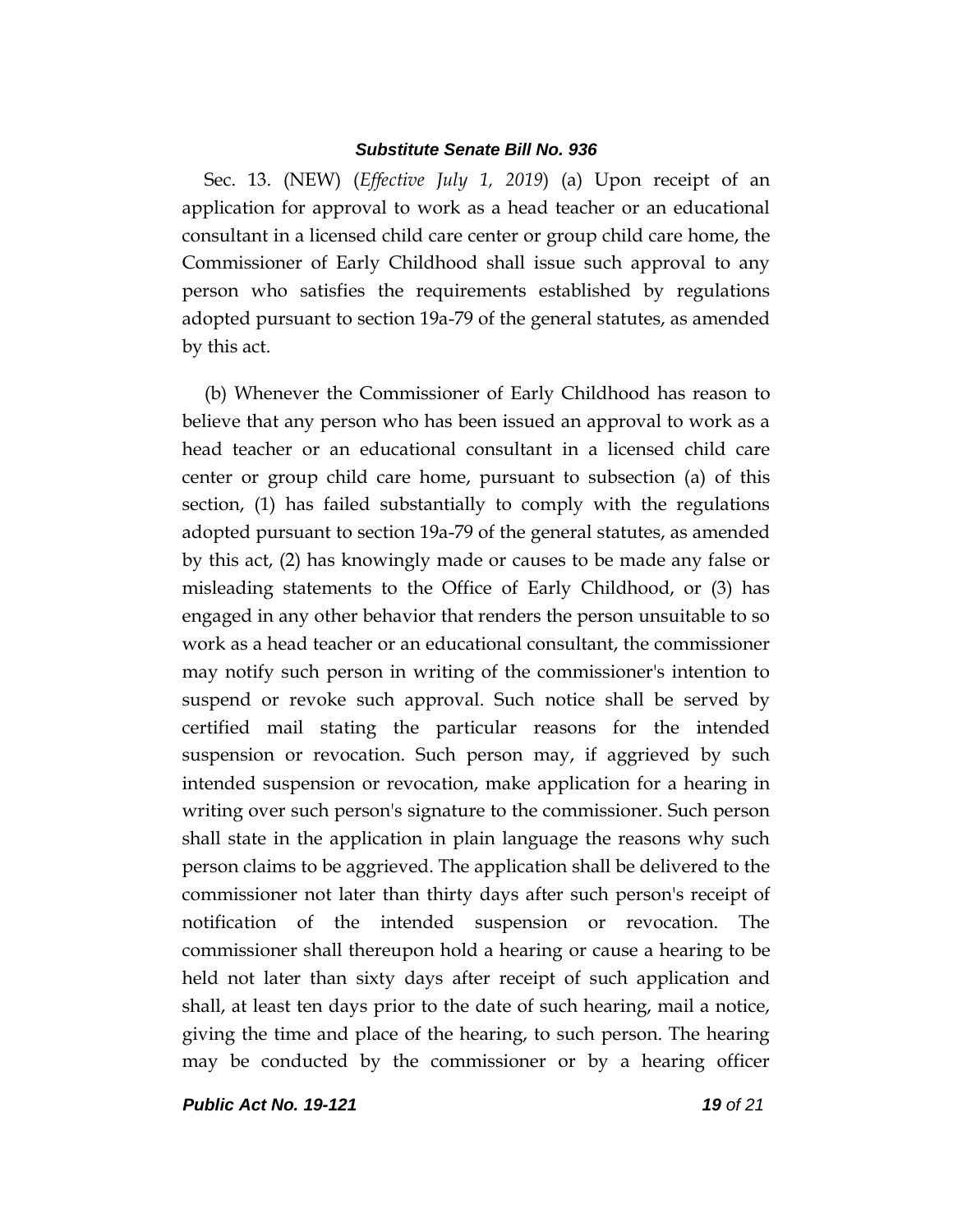Sec. 13. (NEW) (*Effective July 1, 2019*) (a) Upon receipt of an application for approval to work as a head teacher or an educational consultant in a licensed child care center or group child care home, the Commissioner of Early Childhood shall issue such approval to any person who satisfies the requirements established by regulations adopted pursuant to section 19a-79 of the general statutes, as amended by this act.

(b) Whenever the Commissioner of Early Childhood has reason to believe that any person who has been issued an approval to work as a head teacher or an educational consultant in a licensed child care center or group child care home, pursuant to subsection (a) of this section, (1) has failed substantially to comply with the regulations adopted pursuant to section 19a-79 of the general statutes, as amended by this act, (2) has knowingly made or causes to be made any false or misleading statements to the Office of Early Childhood, or (3) has engaged in any other behavior that renders the person unsuitable to so work as a head teacher or an educational consultant, the commissioner may notify such person in writing of the commissioner's intention to suspend or revoke such approval. Such notice shall be served by certified mail stating the particular reasons for the intended suspension or revocation. Such person may, if aggrieved by such intended suspension or revocation, make application for a hearing in writing over such person's signature to the commissioner. Such person shall state in the application in plain language the reasons why such person claims to be aggrieved. The application shall be delivered to the commissioner not later than thirty days after such person's receipt of notification of the intended suspension or revocation. The commissioner shall thereupon hold a hearing or cause a hearing to be held not later than sixty days after receipt of such application and shall, at least ten days prior to the date of such hearing, mail a notice, giving the time and place of the hearing, to such person. The hearing may be conducted by the commissioner or by a hearing officer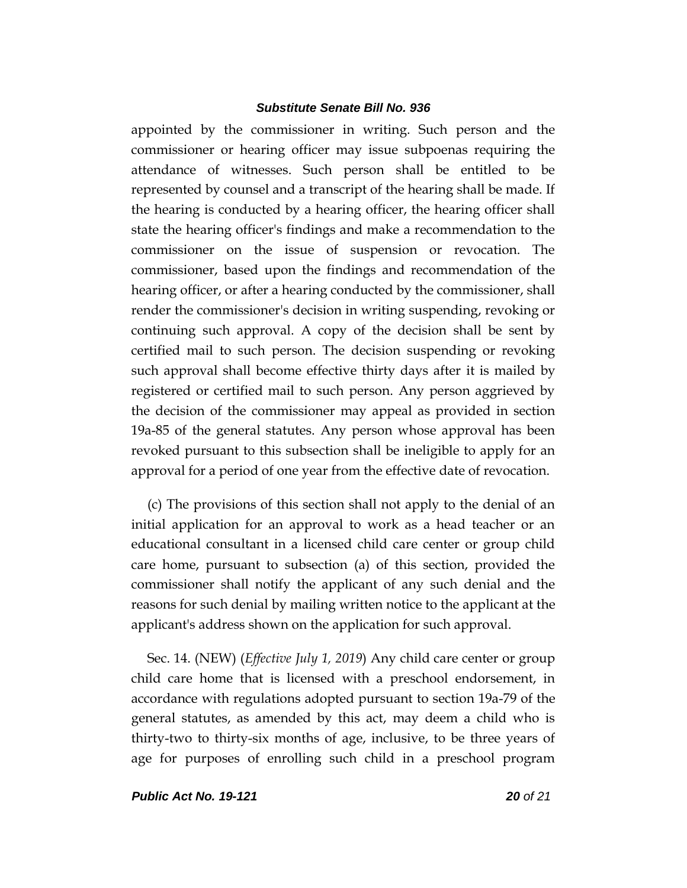appointed by the commissioner in writing. Such person and the commissioner or hearing officer may issue subpoenas requiring the attendance of witnesses. Such person shall be entitled to be represented by counsel and a transcript of the hearing shall be made. If the hearing is conducted by a hearing officer, the hearing officer shall state the hearing officer's findings and make a recommendation to the commissioner on the issue of suspension or revocation. The commissioner, based upon the findings and recommendation of the hearing officer, or after a hearing conducted by the commissioner, shall render the commissioner's decision in writing suspending, revoking or continuing such approval. A copy of the decision shall be sent by certified mail to such person. The decision suspending or revoking such approval shall become effective thirty days after it is mailed by registered or certified mail to such person. Any person aggrieved by the decision of the commissioner may appeal as provided in section 19a-85 of the general statutes. Any person whose approval has been revoked pursuant to this subsection shall be ineligible to apply for an approval for a period of one year from the effective date of revocation.

(c) The provisions of this section shall not apply to the denial of an initial application for an approval to work as a head teacher or an educational consultant in a licensed child care center or group child care home, pursuant to subsection (a) of this section, provided the commissioner shall notify the applicant of any such denial and the reasons for such denial by mailing written notice to the applicant at the applicant's address shown on the application for such approval.

Sec. 14. (NEW) (*Effective July 1, 2019*) Any child care center or group child care home that is licensed with a preschool endorsement, in accordance with regulations adopted pursuant to section 19a-79 of the general statutes, as amended by this act, may deem a child who is thirty-two to thirty-six months of age, inclusive, to be three years of age for purposes of enrolling such child in a preschool program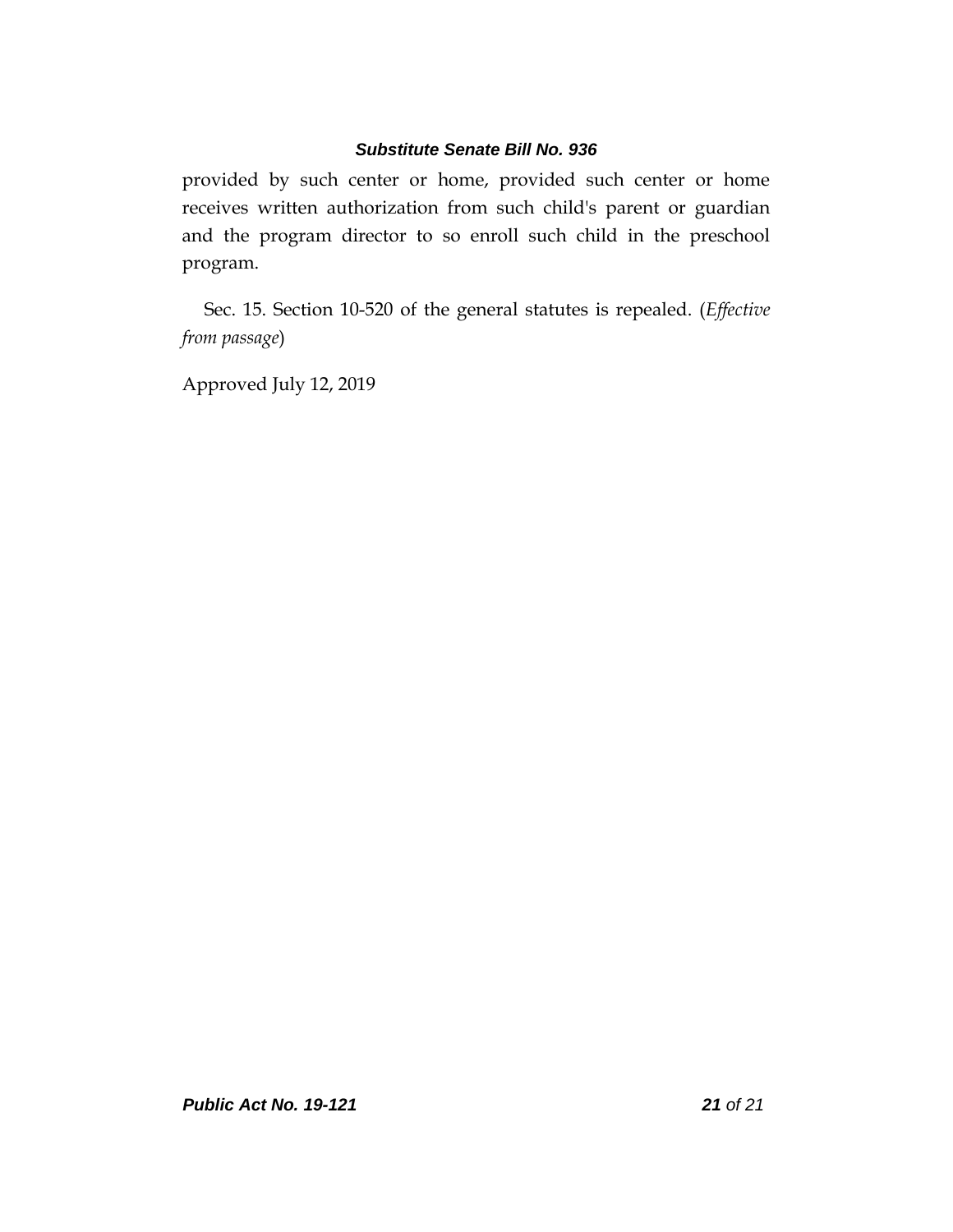provided by such center or home, provided such center or home receives written authorization from such child's parent or guardian and the program director to so enroll such child in the preschool program.

Sec. 15. Section 10-520 of the general statutes is repealed. (*Effective from passage*)

Approved July 12, 2019